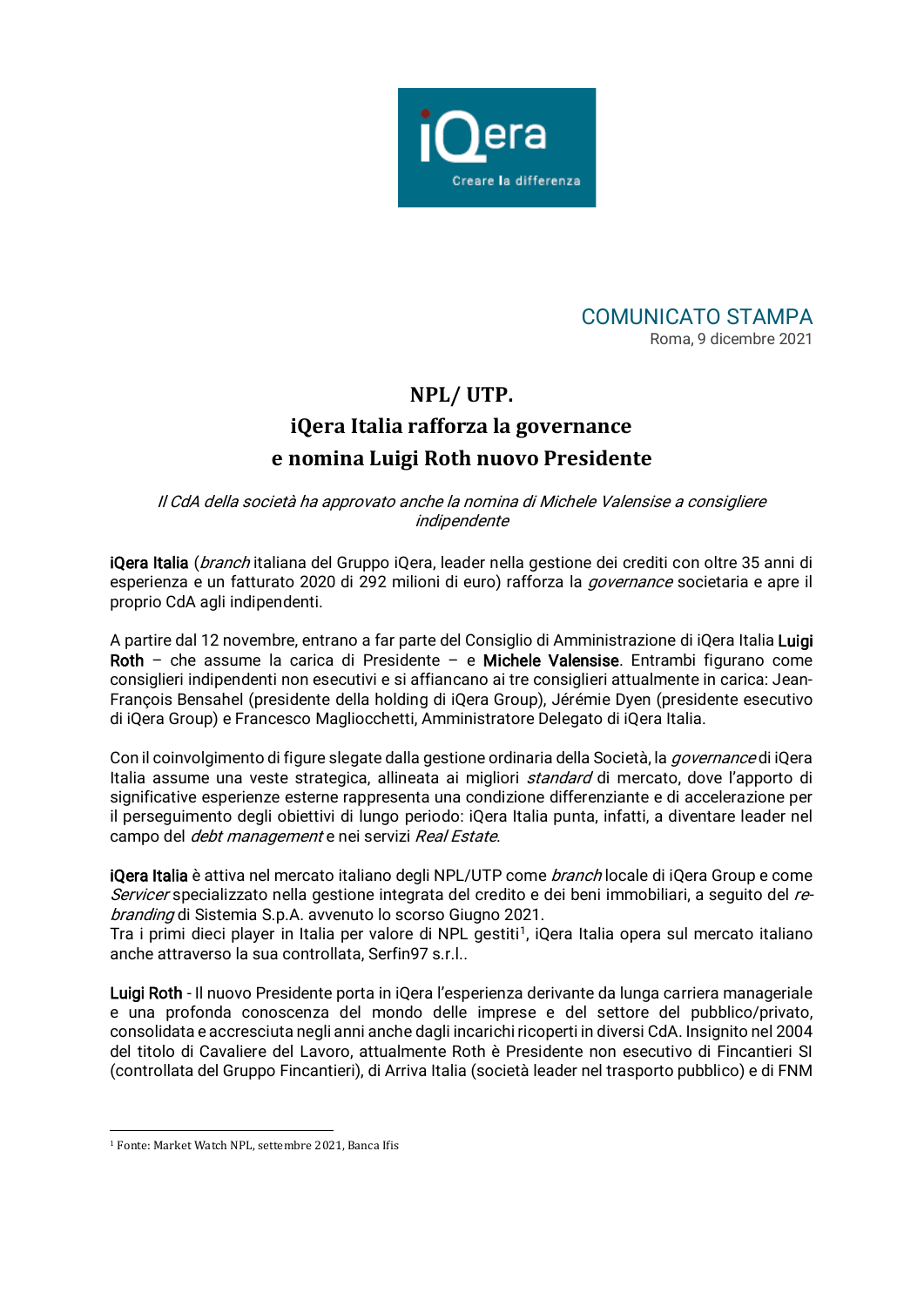iQera

Creare la differenza

COMUNICATO STAMPA

Roma, 9 dicembre 2021

# NPL/ UTP.
# iQera Italia rafforza la governance e nomina Luigi Roth nuovo Presidente

*Il CdA della società ha approvato anche la nomina di Michele Valensise a consigliere indipendente*

**iQera Italia** (*branch* italiana del Gruppo iQera, leader nella gestione dei crediti con oltre 35 anni di esperienza e un fatturato 2020 di 292 milioni di euro) rafforza la *governance* societaria e apre il proprio CdA agli indipendenti.

A partire dal 12 novembre, entrano a far parte del Consiglio di Amministrazione di iQera Italia **Luigi Roth** – che assume la carica di Presidente – e **Michele Valensise**. Entrambi figurano come consiglieri indipendenti non esecutivi e si affiancano ai tre consiglieri attualmente in carica: Jean-François Bensahel (presidente della holding di iQera Group), Jérémie Dyen (presidente esecutivo di iQera Group) e Francesco Magliocchetti, Amministratore Delegato di iQera Italia.

Con il coinvolgimento di figure slegate dalla gestione ordinaria della Società, la *governance* di iQera Italia assume una veste strategica, allineata ai migliori *standard* di mercato, dove l'apporto di significative esperienze esterne rappresenta una condizione differenziante e di accelerazione per il perseguimento degli obiettivi di lungo periodo: iQera Italia punta, infatti, a diventare leader nel campo del *debt management* e nei servizi *Real Estate*.

**iQera Italia** è attiva nel mercato italiano degli NPL/UTP come *branch* locale di iQera Group e come *Servicer* specializzato nella gestione integrata del credito e dei beni immobiliari, a seguito del *re-branding* di Sistemia S.p.A. avvenuto lo scorso Giugno 2021.
Tra i primi dieci player in Italia per valore di NPL gestiti[1], iQera Italia opera sul mercato italiano anche attraverso la sua controllata, Serfin97 s.r.l..

**Luigi Roth** - Il nuovo Presidente porta in iQera l'esperienza derivante da lunga carriera manageriale e una profonda conoscenza del mondo delle imprese e del settore del pubblico/privato, consolidata e accresciuta negli anni anche dagli incarichi ricoperti in diversi CdA. Insignito nel 2004 del titolo di Cavaliere del Lavoro, attualmente Roth è Presidente non esecutivo di Fincantieri SI (controllata del Gruppo Fincantieri), di Arriva Italia (società leader nel trasporto pubblico) e di FNM

[1] Fonte: Market Watch NPL, settembre 2021, Banca Ifis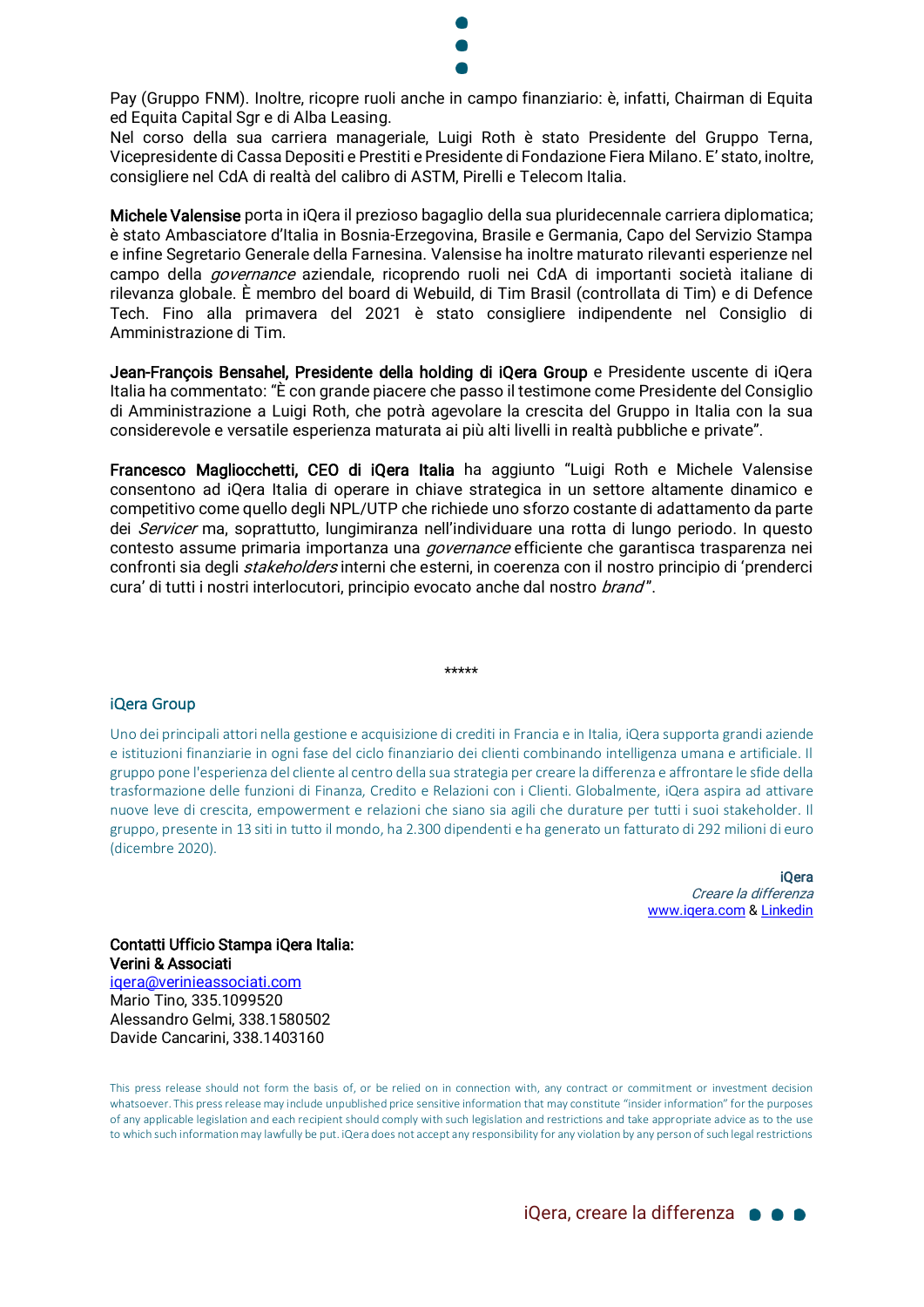Pay (Gruppo FNM). Inoltre, ricopre ruoli anche in campo finanziario: è, infatti, Chairman di Equita ed Equita Capital Sgr e di Alba Leasing.
Nel corso della sua carriera manageriale, Luigi Roth è stato Presidente del Gruppo Terna, Vicepresidente di Cassa Depositi e Prestiti e Presidente di Fondazione Fiera Milano. E' stato, inoltre, consigliere nel CdA di realtà del calibro di ASTM, Pirelli e Telecom Italia.

**Michele Valensise** porta in iQera il prezioso bagaglio della sua pluridecennale carriera diplomatica; è stato Ambasciatore d'Italia in Bosnia-Erzegovina, Brasile e Germania, Capo del Servizio Stampa e infine Segretario Generale della Farnesina. Valensise ha inoltre maturato rilevanti esperienze nel campo della *governance* aziendale, ricoprendo ruoli nei CdA di importanti società italiane di rilevanza globale. È membro del board di Webuild, di Tim Brasil (controllata di Tim) e di Defence Tech. Fino alla primavera del 2021 è stato consigliere indipendente nel Consiglio di Amministrazione di Tim.

**Jean-François Bensahel, Presidente della holding di iQera Group** e Presidente uscente di iQera Italia ha commentato: "È con grande piacere che passo il testimone come Presidente del Consiglio di Amministrazione a Luigi Roth, che potrà agevolare la crescita del Gruppo in Italia con la sua considerevole e versatile esperienza maturata ai più alti livelli in realtà pubbliche e private".

**Francesco Magliocchetti, CEO di iQera Italia** ha aggiunto "Luigi Roth e Michele Valensise consentono ad iQera Italia di operare in chiave strategica in un settore altamente dinamico e competitivo come quello degli NPL/UTP che richiede uno sforzo costante di adattamento da parte dei *Servicer* ma, soprattutto, lungimiranza nell'individuare una rotta di lungo periodo. In questo contesto assume primaria importanza una *governance* efficiente che garantisca trasparenza nei confronti sia degli *stakeholders* interni che esterni, in coerenza con il nostro principio di 'prenderci cura' di tutti i nostri interlocutori, principio evocato anche dal nostro *brand*".

*****

## iQera Group

Uno dei principali attori nella gestione e acquisizione di crediti in Francia e in Italia, iQera supporta grandi aziende e istituzioni finanziarie in ogni fase del ciclo finanziario dei clienti combinando intelligenza umana e artificiale. Il gruppo pone l'esperienza del cliente al centro della sua strategia per creare la differenza e affrontare le sfide della trasformazione delle funzioni di Finanza, Credito e Relazioni con i Clienti. Globalmente, iQera aspira ad attivare nuove leve di crescita, empowerment e relazioni che siano agili che durature per tutti i suoi stakeholder. Il gruppo, presente in 13 siti in tutto il mondo, ha 2.300 dipendenti e ha generato un fatturato di 292 milioni di euro (dicembre 2020).

iQera
*Creare la differenza*
www.iqera.com & Linkedin

**Contatti Ufficio Stampa iQera Italia:**
**Verini & Associati**
iqera@verinieassociati.com
Mario Tino, 335.1099520
Alessandro Gelmi, 338.1580502
Davide Cancarini, 338.1403160

This press release should not form the basis of, or be relied on in connection with, any contract or commitment or investment decision whatsoever. This press release may include unpublished price sensitive information that may constitute "insider information" for the purposes of any applicable legislation and each recipient should comply with such legislation and restrictions and take appropriate advice as to the use to which such information may lawfully be put. iQera does not accept any responsibility for any violation by any person of such legal restrictions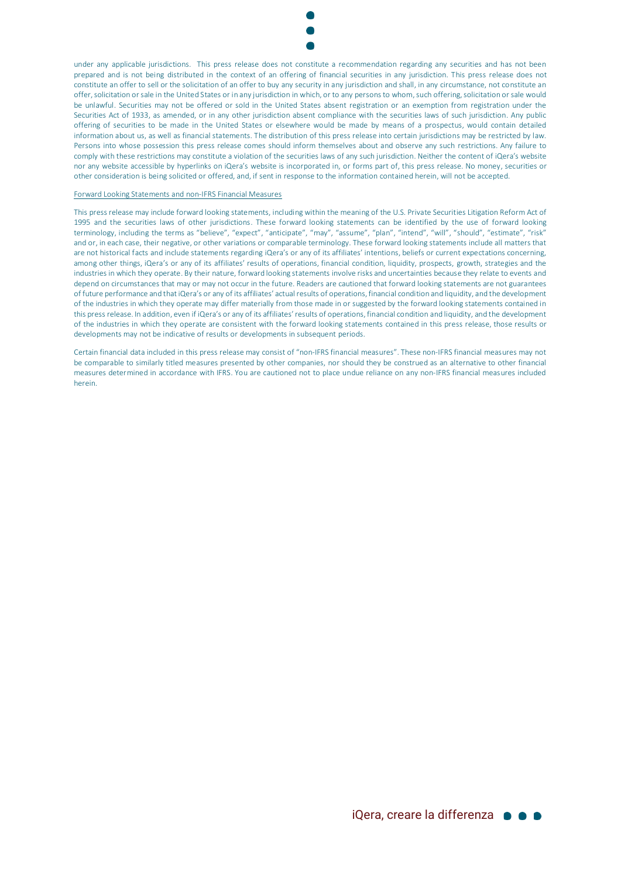under any applicable jurisdictions. This press release does not constitute a recommendation regarding any securities and has not been prepared and is not being distributed in the context of an offering of financial securities in any jurisdiction. This press release does not constitute an offer to sell or the solicitation of an offer to buy any security in any jurisdiction and shall, in any circumstance, not constitute an offer, solicitation or sale in the United States or in any jurisdiction in which, or to any persons to whom, such offering, solicitation or sale would be unlawful. Securities may not be offered or sold in the United States absent registration or an exemption from registration under the Securities Act of 1933, as amended, or in any other jurisdiction absent compliance with the securities laws of such jurisdiction. Any public offering of securities to be made in the United States or elsewhere would be made by means of a prospectus, would contain detailed information about us, as well as financial statements. The distribution of this press release into certain jurisdictions may be restricted by law. Persons into whose possession this press release comes should inform themselves about and observe any such restrictions. Any failure to comply with these restrictions may constitute a violation of the securities laws of any such jurisdiction. Neither the content of iQera's website nor any website accessible by hyperlinks on iQera's website is incorporated in, or forms part of, this press release. No money, securities or other consideration is being solicited or offered, and, if sent in response to the information contained herein, will not be accepted.

Forward Looking Statements and non-IFRS Financial Measures

This press release may include forward looking statements, including within the meaning of the U.S. Private Securities Litigation Reform Act of 1995 and the securities laws of other jurisdictions. These forward looking statements can be identified by the use of forward looking terminology, including the terms as "believe", "expect", "anticipate", "may", "assume", "plan", "intend", "will", "should", "estimate", "risk" and or, in each case, their negative, or other variations or comparable terminology. These forward looking statements include all matters that are not historical facts and include statements regarding iQera's or any of its affiliates' intentions, beliefs or current expectations concerning, among other things, iQera's or any of its affiliates' results of operations, financial condition, liquidity, prospects, growth, strategies and the industries in which they operate. By their nature, forward looking statements involve risks and uncertainties because they relate to events and depend on circumstances that may or may not occur in the future. Readers are cautioned that forward looking statements are not guarantees of future performance and that iQera's or any of its affiliates' actual results of operations, financial condition and liquidity, and the development of the industries in which they operate may differ materially from those made in or suggested by the forward looking statements contained in this press release. In addition, even if iQera's or any of its affiliates' results of operations, financial condition and liquidity, and the development of the industries in which they operate are consistent with the forward looking statements contained in this press release, those results or developments may not be indicative of results or developments in subsequent periods.

Certain financial data included in this press release may consist of "non-IFRS financial measures". These non-IFRS financial measures may not be comparable to similarly titled measures presented by other companies, nor should they be construed as an alternative to other financial measures determined in accordance with IFRS. You are cautioned not to place undue reliance on any non-IFRS financial measures included herein.